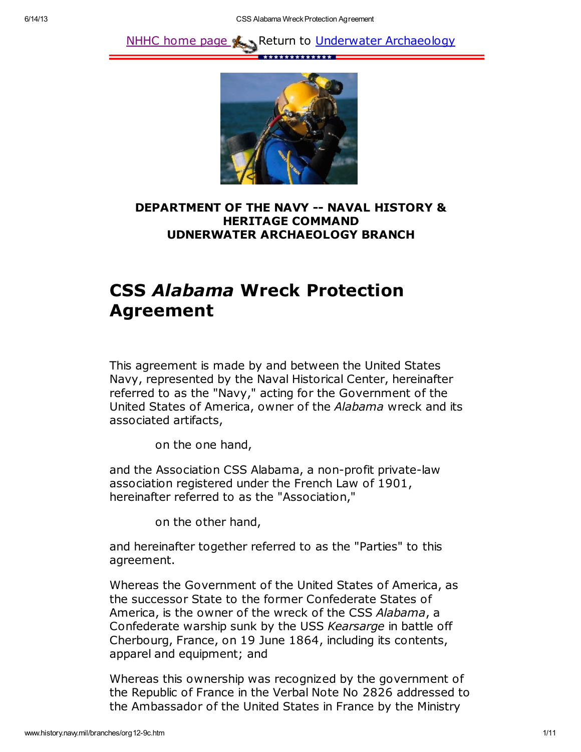NHHC home page Return to Underwater Archaeology

**DEPARTMENT OF THE NAVY -- NAVAL HISTORY & HERITAGE COMMAND**
**UDNERWATER ARCHAEOLOGY BRANCH**

# CSS *Alabama* Wreck Protection Agreement

This agreement is made by and between the United States Navy, represented by the Naval Historical Center, hereinafter referred to as the "Navy," acting for the Government of the United States of America, owner of the *Alabama* wreck and its associated artifacts,

on the one hand,

and the Association CSS Alabama, a non-profit private-law association registered under the French Law of 1901, hereinafter referred to as the "Association,"

on the other hand,

and hereinafter together referred to as the "Parties" to this agreement.

Whereas the Government of the United States of America, as the successor State to the former Confederate States of America, is the owner of the wreck of the CSS *Alabama*, a Confederate warship sunk by the USS *Kearsarge* in battle off Cherbourg, France, on 19 June 1864, including its contents, apparel and equipment; and

Whereas this ownership was recognized by the government of the Republic of France in the Verbal Note No 2826 addressed to the Ambassador of the United States in France by the Ministry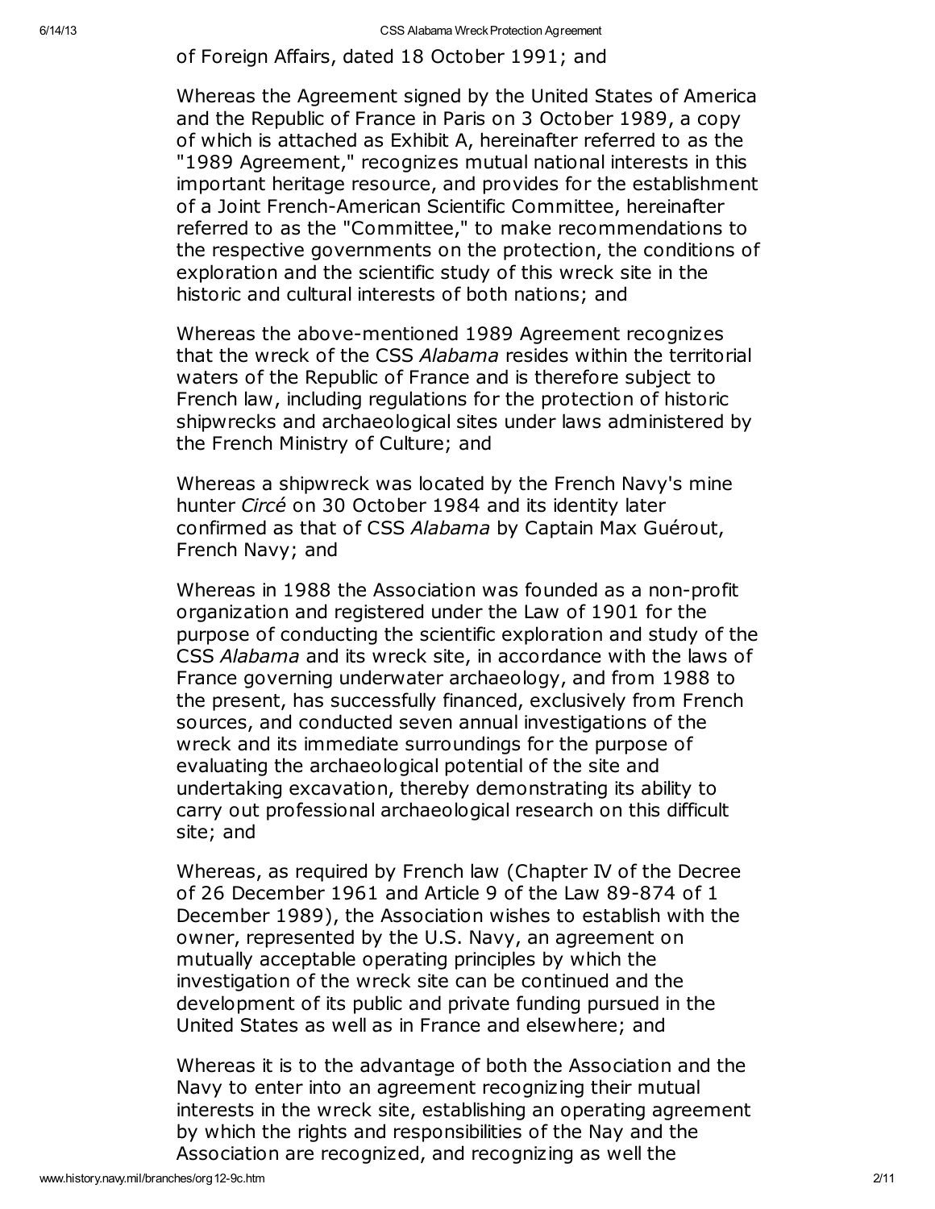of Foreign Affairs, dated 18 October 1991; and

Whereas the Agreement signed by the United States of America and the Republic of France in Paris on 3 October 1989, a copy of which is attached as Exhibit A, hereinafter referred to as the "1989 Agreement," recognizes mutual national interests in this important heritage resource, and provides for the establishment of a Joint French-American Scientific Committee, hereinafter referred to as the "Committee," to make recommendations to the respective governments on the protection, the conditions of exploration and the scientific study of this wreck site in the historic and cultural interests of both nations; and

Whereas the above-mentioned 1989 Agreement recognizes that the wreck of the CSS *Alabama* resides within the territorial waters of the Republic of France and is therefore subject to French law, including regulations for the protection of historic shipwrecks and archaeological sites under laws administered by the French Ministry of Culture; and

Whereas a shipwreck was located by the French Navy's mine hunter *Circé* on 30 October 1984 and its identity later confirmed as that of CSS *Alabama* by Captain Max Guérout, French Navy; and

Whereas in 1988 the Association was founded as a non-profit organization and registered under the Law of 1901 for the purpose of conducting the scientific exploration and study of the CSS *Alabama* and its wreck site, in accordance with the laws of France governing underwater archaeology, and from 1988 to the present, has successfully financed, exclusively from French sources, and conducted seven annual investigations of the wreck and its immediate surroundings for the purpose of evaluating the archaeological potential of the site and undertaking excavation, thereby demonstrating its ability to carry out professional archaeological research on this difficult site; and

Whereas, as required by French law (Chapter IV of the Decree of 26 December 1961 and Article 9 of the Law 89-874 of 1 December 1989), the Association wishes to establish with the owner, represented by the U.S. Navy, an agreement on mutually acceptable operating principles by which the investigation of the wreck site can be continued and the development of its public and private funding pursued in the United States as well as in France and elsewhere; and

Whereas it is to the advantage of both the Association and the Navy to enter into an agreement recognizing their mutual interests in the wreck site, establishing an operating agreement by which the rights and responsibilities of the Nay and the Association are recognized, and recognizing as well the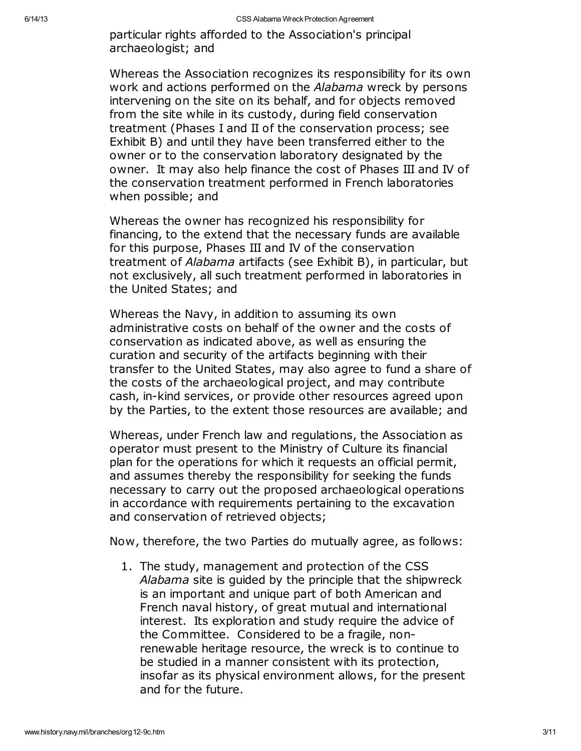particular rights afforded to the Association's principal archaeologist; and

Whereas the Association recognizes its responsibility for its own work and actions performed on the *Alabama* wreck by persons intervening on the site on its behalf, and for objects removed from the site while in its custody, during field conservation treatment (Phases I and II of the conservation process; see Exhibit B) and until they have been transferred either to the owner or to the conservation laboratory designated by the owner. It may also help finance the cost of Phases III and IV of the conservation treatment performed in French laboratories when possible; and

Whereas the owner has recognized his responsibility for financing, to the extend that the necessary funds are available for this purpose, Phases III and IV of the conservation treatment of *Alabama* artifacts (see Exhibit B), in particular, but not exclusively, all such treatment performed in laboratories in the United States; and

Whereas the Navy, in addition to assuming its own administrative costs on behalf of the owner and the costs of conservation as indicated above, as well as ensuring the curation and security of the artifacts beginning with their transfer to the United States, may also agree to fund a share of the costs of the archaeological project, and may contribute cash, in-kind services, or provide other resources agreed upon by the Parties, to the extent those resources are available; and

Whereas, under French law and regulations, the Association as operator must present to the Ministry of Culture its financial plan for the operations for which it requests an official permit, and assumes thereby the responsibility for seeking the funds necessary to carry out the proposed archaeological operations in accordance with requirements pertaining to the excavation and conservation of retrieved objects;

Now, therefore, the two Parties do mutually agree, as follows:

1. The study, management and protection of the CSS *Alabama* site is guided by the principle that the shipwreck is an important and unique part of both American and French naval history, of great mutual and international interest. Its exploration and study require the advice of the Committee. Considered to be a fragile, non-renewable heritage resource, the wreck is to continue to be studied in a manner consistent with its protection, insofar as its physical environment allows, for the present and for the future.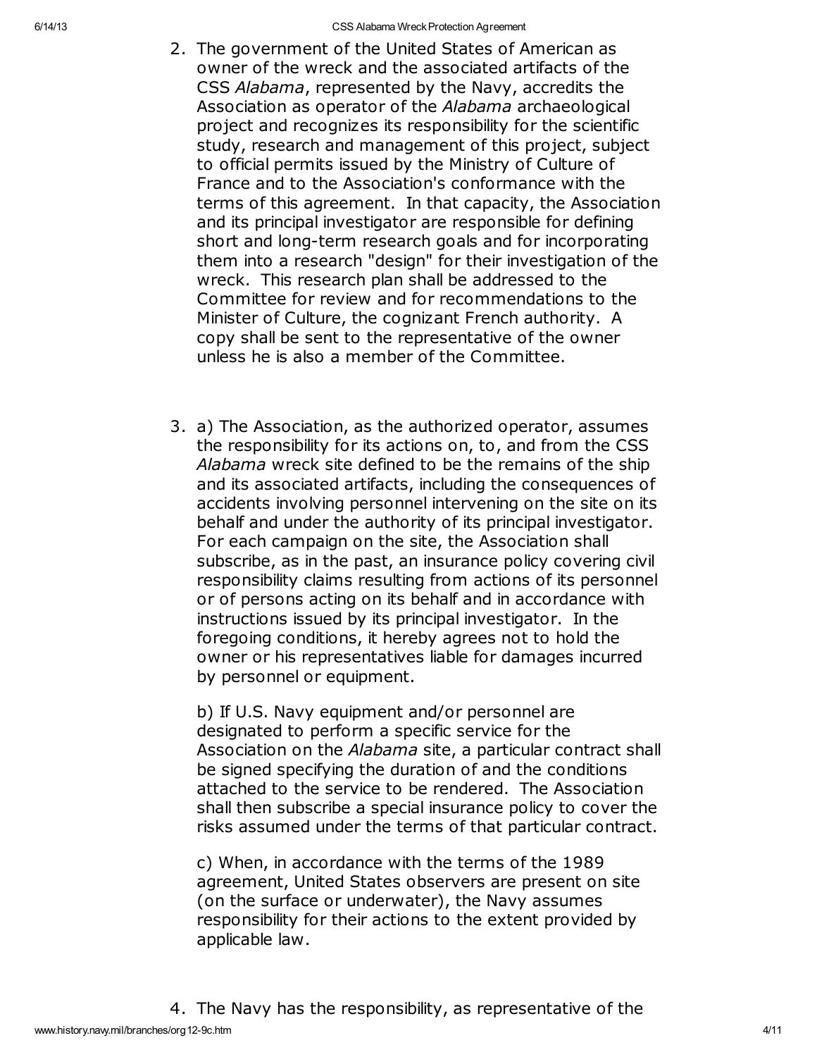2. The government of the United States of American as owner of the wreck and the associated artifacts of the CSS *Alabama*, represented by the Navy, accredits the Association as operator of the *Alabama* archaeological project and recognizes its responsibility for the scientific study, research and management of this project, subject to official permits issued by the Ministry of Culture of France and to the Association's conformance with the terms of this agreement. In that capacity, the Association and its principal investigator are responsible for defining short and long-term research goals and for incorporating them into a research "design" for their investigation of the wreck. This research plan shall be addressed to the Committee for review and for recommendations to the Minister of Culture, the cognizant French authority. A copy shall be sent to the representative of the owner unless he is also a member of the Committee.

3. a) The Association, as the authorized operator, assumes the responsibility for its actions on, to, and from the CSS *Alabama* wreck site defined to be the remains of the ship and its associated artifacts, including the consequences of accidents involving personnel intervening on the site on its behalf and under the authority of its principal investigator. For each campaign on the site, the Association shall subscribe, as in the past, an insurance policy covering civil responsibility claims resulting from actions of its personnel or of persons acting on its behalf and in accordance with instructions issued by its principal investigator. In the foregoing conditions, it hereby agrees not to hold the owner or his representatives liable for damages incurred by personnel or equipment.

   b) If U.S. Navy equipment and/or personnel are designated to perform a specific service for the Association on the *Alabama* site, a particular contract shall be signed specifying the duration of and the conditions attached to the service to be rendered. The Association shall then subscribe a special insurance policy to cover the risks assumed under the terms of that particular contract.

   c) When, in accordance with the terms of the 1989 agreement, United States observers are present on site (on the surface or underwater), the Navy assumes responsibility for their actions to the extent provided by applicable law.

4. The Navy has the responsibility, as representative of the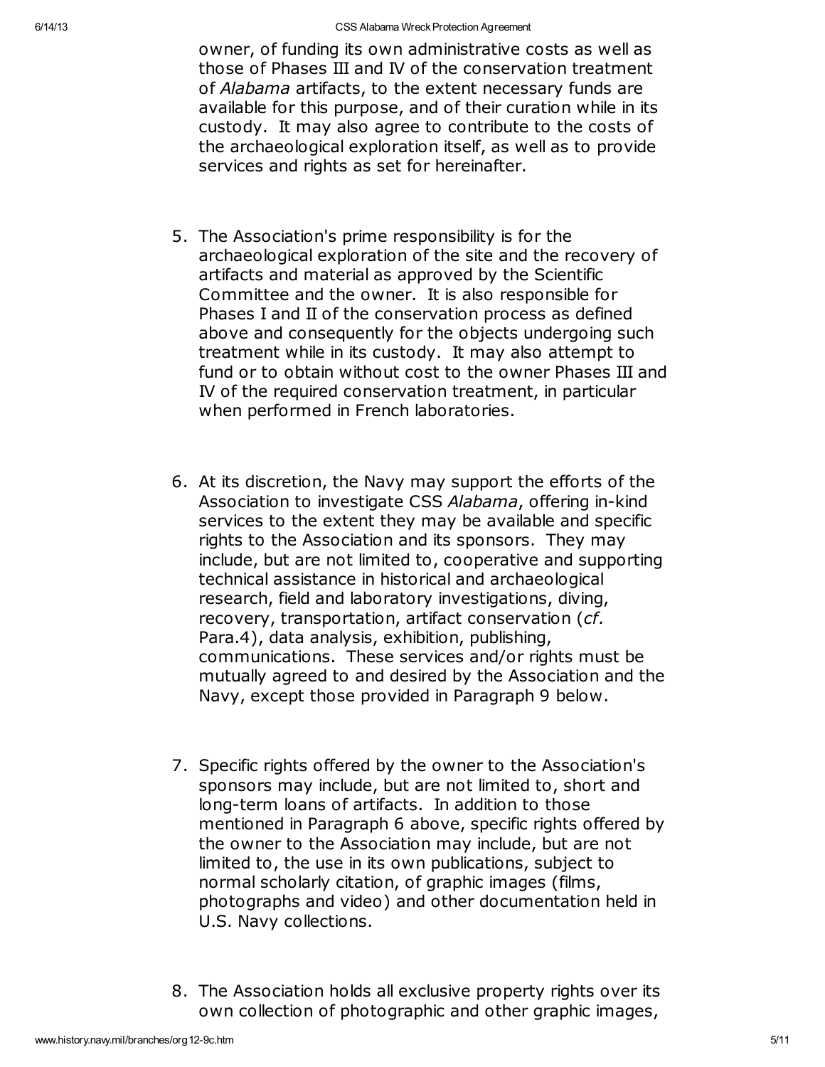owner, of funding its own administrative costs as well as those of Phases III and IV of the conservation treatment of *Alabama* artifacts, to the extent necessary funds are available for this purpose, and of their curation while in its custody. It may also agree to contribute to the costs of the archaeological exploration itself, as well as to provide services and rights as set for hereinafter.

5. The Association's prime responsibility is for the archaeological exploration of the site and the recovery of artifacts and material as approved by the Scientific Committee and the owner. It is also responsible for Phases I and II of the conservation process as defined above and consequently for the objects undergoing such treatment while in its custody. It may also attempt to fund or to obtain without cost to the owner Phases III and IV of the required conservation treatment, in particular when performed in French laboratories.

6. At its discretion, the Navy may support the efforts of the Association to investigate CSS *Alabama*, offering in-kind services to the extent they may be available and specific rights to the Association and its sponsors. They may include, but are not limited to, cooperative and supporting technical assistance in historical and archaeological research, field and laboratory investigations, diving, recovery, transportation, artifact conservation (*cf.* Para.4), data analysis, exhibition, publishing, communications. These services and/or rights must be mutually agreed to and desired by the Association and the Navy, except those provided in Paragraph 9 below.

7. Specific rights offered by the owner to the Association's sponsors may include, but are not limited to, short and long-term loans of artifacts. In addition to those mentioned in Paragraph 6 above, specific rights offered by the owner to the Association may include, but are not limited to, the use in its own publications, subject to normal scholarly citation, of graphic images (films, photographs and video) and other documentation held in U.S. Navy collections.

8. The Association holds all exclusive property rights over its own collection of photographic and other graphic images,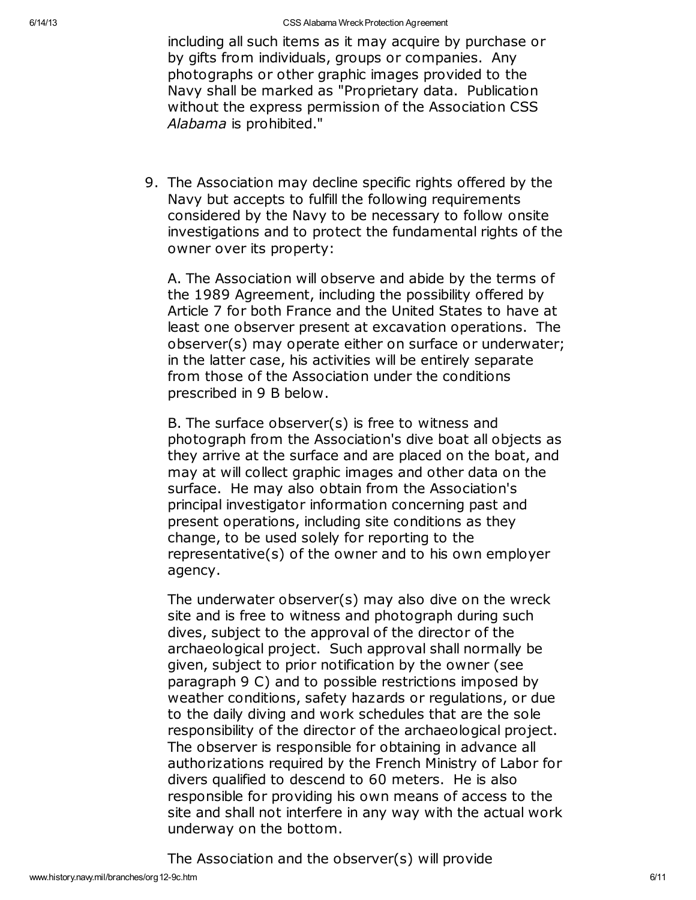including all such items as it may acquire by purchase or by gifts from individuals, groups or companies. Any photographs or other graphic images provided to the Navy shall be marked as "Proprietary data. Publication without the express permission of the Association CSS *Alabama* is prohibited."

9. The Association may decline specific rights offered by the Navy but accepts to fulfill the following requirements considered by the Navy to be necessary to follow onsite investigations and to protect the fundamental rights of the owner over its property:

   A. The Association will observe and abide by the terms of the 1989 Agreement, including the possibility offered by Article 7 for both France and the United States to have at least one observer present at excavation operations. The observer(s) may operate either on surface or underwater; in the latter case, his activities will be entirely separate from those of the Association under the conditions prescribed in 9 B below.

   B. The surface observer(s) is free to witness and photograph from the Association's dive boat all objects as they arrive at the surface and are placed on the boat, and may at will collect graphic images and other data on the surface. He may also obtain from the Association's principal investigator information concerning past and present operations, including site conditions as they change, to be used solely for reporting to the representative(s) of the owner and to his own employer agency.

   The underwater observer(s) may also dive on the wreck site and is free to witness and photograph during such dives, subject to the approval of the director of the archaeological project. Such approval shall normally be given, subject to prior notification by the owner (see paragraph 9 C) and to possible restrictions imposed by weather conditions, safety hazards or regulations, or due to the daily diving and work schedules that are the sole responsibility of the director of the archaeological project. The observer is responsible for obtaining in advance all authorizations required by the French Ministry of Labor for divers qualified to descend to 60 meters. He is also responsible for providing his own means of access to the site and shall not interfere in any way with the actual work underway on the bottom.

   The Association and the observer(s) will provide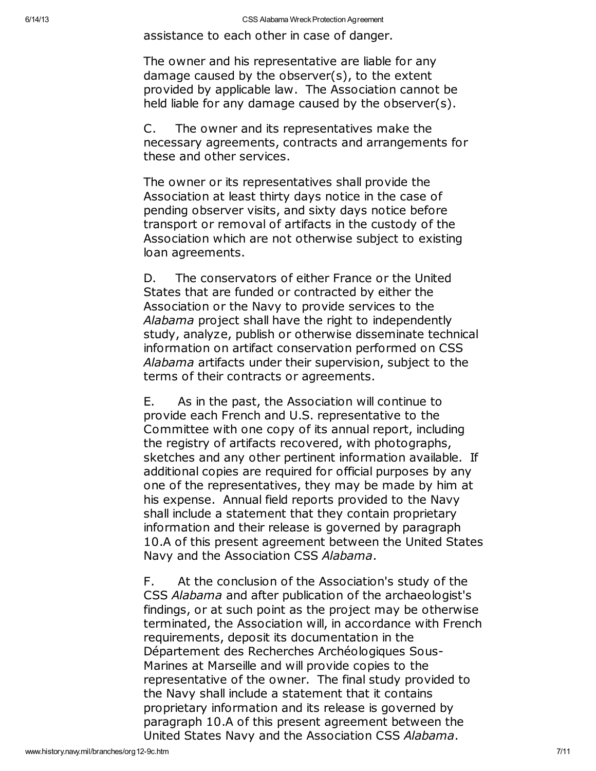assistance to each other in case of danger.

The owner and his representative are liable for any damage caused by the observer(s), to the extent provided by applicable law. The Association cannot be held liable for any damage caused by the observer(s).

C. The owner and its representatives make the necessary agreements, contracts and arrangements for these and other services.

The owner or its representatives shall provide the Association at least thirty days notice in the case of pending observer visits, and sixty days notice before transport or removal of artifacts in the custody of the Association which are not otherwise subject to existing loan agreements.

D. The conservators of either France or the United States that are funded or contracted by either the Association or the Navy to provide services to the *Alabama* project shall have the right to independently study, analyze, publish or otherwise disseminate technical information on artifact conservation performed on CSS *Alabama* artifacts under their supervision, subject to the terms of their contracts or agreements.

E. As in the past, the Association will continue to provide each French and U.S. representative to the Committee with one copy of its annual report, including the registry of artifacts recovered, with photographs, sketches and any other pertinent information available. If additional copies are required for official purposes by any one of the representatives, they may be made by him at his expense. Annual field reports provided to the Navy shall include a statement that they contain proprietary information and their release is governed by paragraph 10.A of this present agreement between the United States Navy and the Association CSS *Alabama*.

F. At the conclusion of the Association's study of the CSS *Alabama* and after publication of the archaeologist's findings, or at such point as the project may be otherwise terminated, the Association will, in accordance with French requirements, deposit its documentation in the Département des Recherches Archéologiques Sous-Marines at Marseille and will provide copies to the representative of the owner. The final study provided to the Navy shall include a statement that it contains proprietary information and its release is governed by paragraph 10.A of this present agreement between the United States Navy and the Association CSS *Alabama*.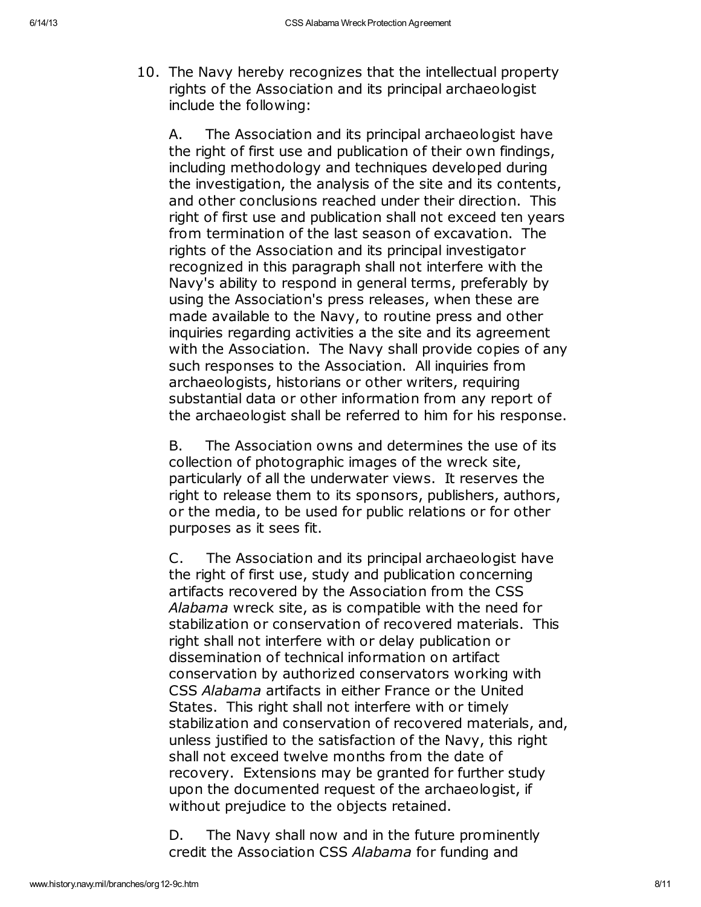10. The Navy hereby recognizes that the intellectual property rights of the Association and its principal archaeologist include the following:

    A. The Association and its principal archaeologist have the right of first use and publication of their own findings, including methodology and techniques developed during the investigation, the analysis of the site and its contents, and other conclusions reached under their direction. This right of first use and publication shall not exceed ten years from termination of the last season of excavation. The rights of the Association and its principal investigator recognized in this paragraph shall not interfere with the Navy's ability to respond in general terms, preferably by using the Association's press releases, when these are made available to the Navy, to routine press and other inquiries regarding activities a the site and its agreement with the Association. The Navy shall provide copies of any such responses to the Association. All inquiries from archaeologists, historians or other writers, requiring substantial data or other information from any report of the archaeologist shall be referred to him for his response.

    B. The Association owns and determines the use of its collection of photographic images of the wreck site, particularly of all the underwater views. It reserves the right to release them to its sponsors, publishers, authors, or the media, to be used for public relations or for other purposes as it sees fit.

    C. The Association and its principal archaeologist have the right of first use, study and publication concerning artifacts recovered by the Association from the CSS *Alabama* wreck site, as is compatible with the need for stabilization or conservation of recovered materials. This right shall not interfere with or delay publication or dissemination of technical information on artifact conservation by authorized conservators working with CSS *Alabama* artifacts in either France or the United States. This right shall not interfere with or timely stabilization and conservation of recovered materials, and, unless justified to the satisfaction of the Navy, this right shall not exceed twelve months from the date of recovery. Extensions may be granted for further study upon the documented request of the archaeologist, if without prejudice to the objects retained.

    D. The Navy shall now and in the future prominently credit the Association CSS *Alabama* for funding and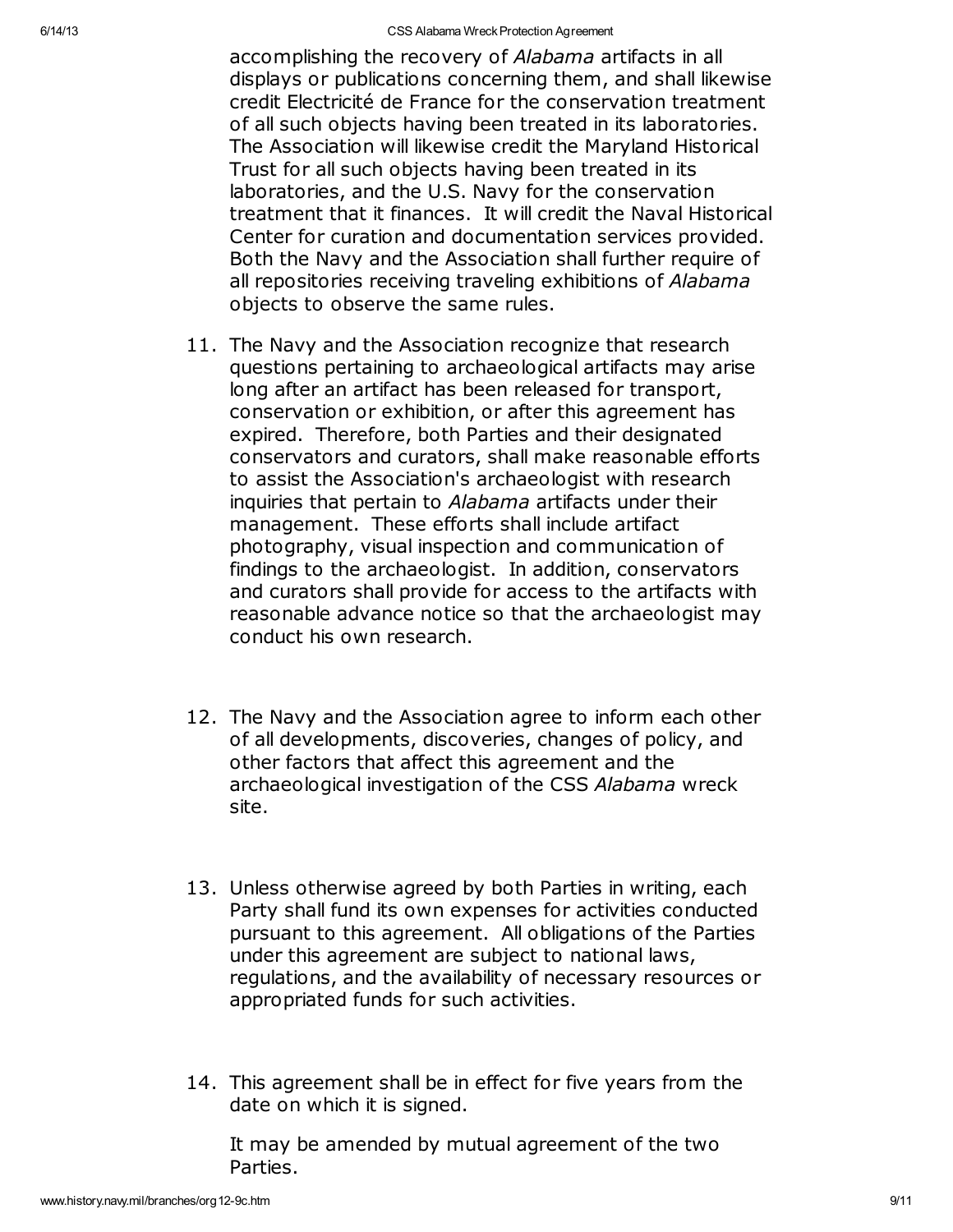accomplishing the recovery of *Alabama* artifacts in all displays or publications concerning them, and shall likewise credit Electricité de France for the conservation treatment of all such objects having been treated in its laboratories. The Association will likewise credit the Maryland Historical Trust for all such objects having been treated in its laboratories, and the U.S. Navy for the conservation treatment that it finances. It will credit the Naval Historical Center for curation and documentation services provided. Both the Navy and the Association shall further require of all repositories receiving traveling exhibitions of *Alabama* objects to observe the same rules.

11. The Navy and the Association recognize that research questions pertaining to archaeological artifacts may arise long after an artifact has been released for transport, conservation or exhibition, or after this agreement has expired. Therefore, both Parties and their designated conservators and curators, shall make reasonable efforts to assist the Association's archaeologist with research inquiries that pertain to *Alabama* artifacts under their management. These efforts shall include artifact photography, visual inspection and communication of findings to the archaeologist. In addition, conservators and curators shall provide for access to the artifacts with reasonable advance notice so that the archaeologist may conduct his own research.

12. The Navy and the Association agree to inform each other of all developments, discoveries, changes of policy, and other factors that affect this agreement and the archaeological investigation of the CSS *Alabama* wreck site.

13. Unless otherwise agreed by both Parties in writing, each Party shall fund its own expenses for activities conducted pursuant to this agreement. All obligations of the Parties under this agreement are subject to national laws, regulations, and the availability of necessary resources or appropriated funds for such activities.

14. This agreement shall be in effect for five years from the date on which it is signed.

    It may be amended by mutual agreement of the two Parties.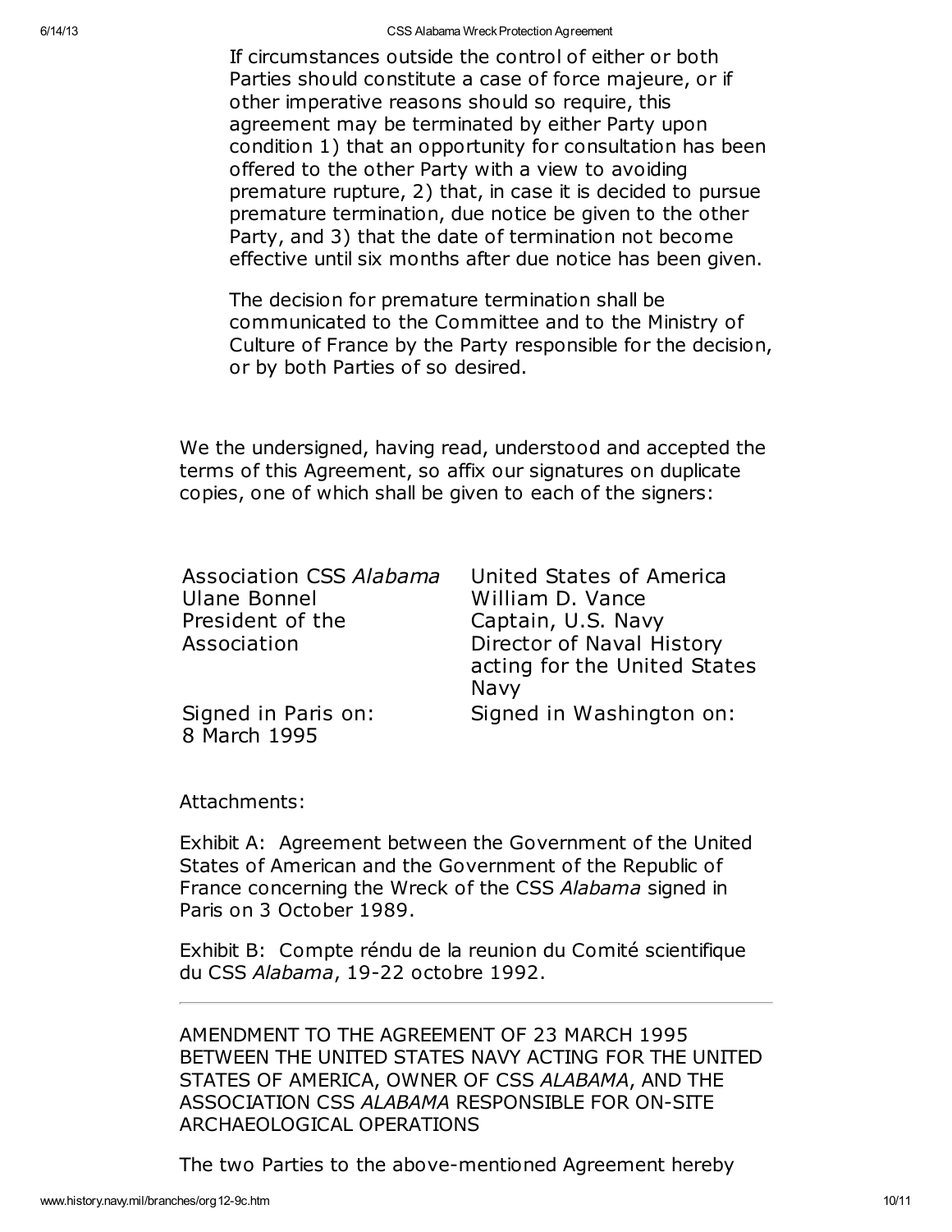If circumstances outside the control of either or both Parties should constitute a case of force majeure, or if other imperative reasons should so require, this agreement may be terminated by either Party upon condition 1) that an opportunity for consultation has been offered to the other Party with a view to avoiding premature rupture, 2) that, in case it is decided to pursue premature termination, due notice be given to the other Party, and 3) that the date of termination not become effective until six months after due notice has been given.

The decision for premature termination shall be communicated to the Committee and to the Ministry of Culture of France by the Party responsible for the decision, or by both Parties of so desired.

We the undersigned, having read, understood and accepted the terms of this Agreement, so affix our signatures on duplicate copies, one of which shall be given to each of the signers:

| | |
|---|---|
| Association CSS *Alabama*<br>Ulane Bonnel<br>President of the Association | United States of America<br>William D. Vance<br>Captain, U.S. Navy<br>Director of Naval History acting for the United States Navy |
| Signed in Paris on:<br>8 March 1995 | Signed in Washington on: |

Attachments:

Exhibit A: Agreement between the Government of the United States of American and the Government of the Republic of France concerning the Wreck of the CSS *Alabama* signed in Paris on 3 October 1989.

Exhibit B: Compte réndu de la reunion du Comité scientifique du CSS *Alabama*, 19-22 octobre 1992.

---

AMENDMENT TO THE AGREEMENT OF 23 MARCH 1995 BETWEEN THE UNITED STATES NAVY ACTING FOR THE UNITED STATES OF AMERICA, OWNER OF CSS *ALABAMA*, AND THE ASSOCIATION CSS *ALABAMA* RESPONSIBLE FOR ON-SITE ARCHAEOLOGICAL OPERATIONS

The two Parties to the above-mentioned Agreement hereby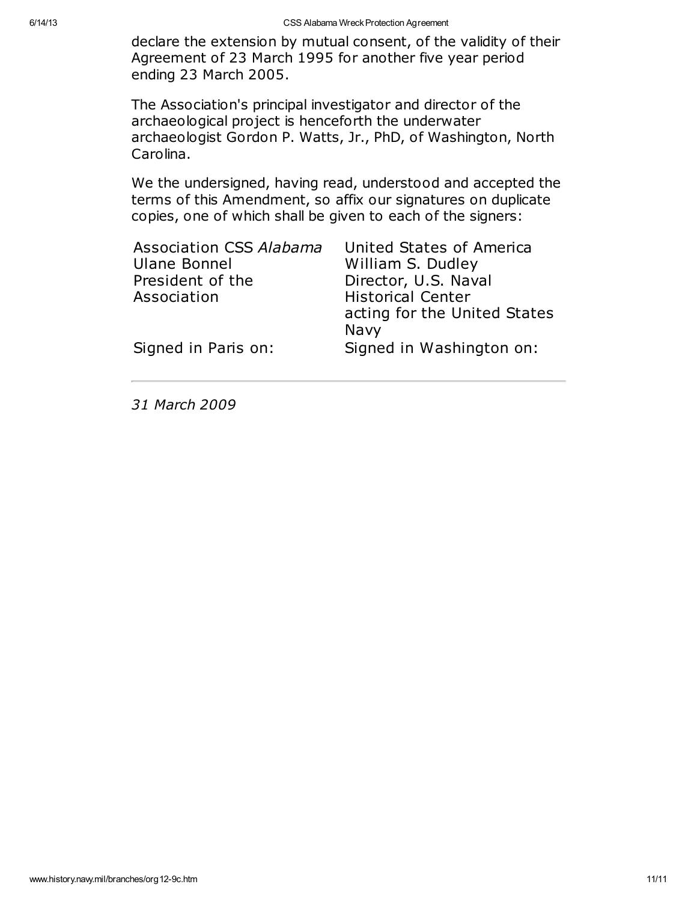declare the extension by mutual consent, of the validity of their Agreement of 23 March 1995 for another five year period ending 23 March 2005.

The Association's principal investigator and director of the archaeological project is henceforth the underwater archaeologist Gordon P. Watts, Jr., PhD, of Washington, North Carolina.

We the undersigned, having read, understood and accepted the terms of this Amendment, so affix our signatures on duplicate copies, one of which shall be given to each of the signers:

| | |
|---|---|
| Association CSS *Alabama*<br>Ulane Bonnel<br>President of the Association | United States of America<br>William S. Dudley<br>Director, U.S. Naval Historical Center<br>acting for the United States Navy |
| Signed in Paris on: | Signed in Washington on: |

---

*31 March 2009*